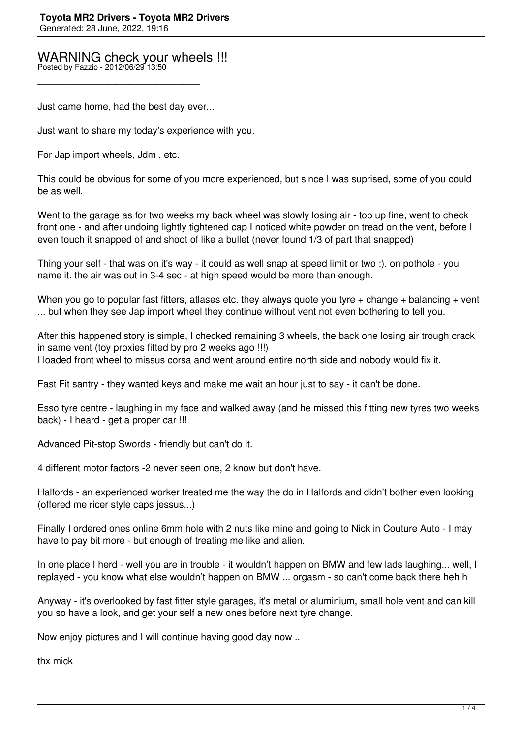# WARNING check your wheels !!!

Posted by Fazzio - 2012/06/29 13:50

---

Just came home, had the best day ever...

Just want to share my today's experience with you.

For Jap import wheels, Jdm , etc.

This could be obvious for some of you more experienced, but since I was suprised, some of you could be as well.

Went to the garage as for two weeks my back wheel was slowly losing air - top up fine, went to check front one - and after undoing lightly tightened cap I noticed white powder on tread on the vent, before I even touch it snapped of and shoot of like a bullet (never found 1/3 of part that snapped)

Thing your self - that was on it's way - it could as well snap at speed limit or two :), on pothole - you name it. the air was out in 3-4 sec - at high speed would be more than enough.

When you go to popular fast fitters, atlases etc. they always quote you tyre + change + balancing + vent ... but when they see Jap import wheel they continue without vent not even bothering to tell you.

After this happened story is simple, I checked remaining 3 wheels, the back one losing air trough crack in same vent (toy proxies fitted by pro 2 weeks ago !!!)
I loaded front wheel to missus corsa and went around entire north side and nobody would fix it.

Fast Fit santry - they wanted keys and make me wait an hour just to say - it can't be done.

Esso tyre centre - laughing in my face and walked away (and he missed this fitting new tyres two weeks back) - I heard - get a proper car !!!

Advanced Pit-stop Swords - friendly but can't do it.

4 different motor factors -2 never seen one, 2 know but don't have.

Halfords - an experienced worker treated me the way the do in Halfords and didn't bother even looking (offered me ricer style caps jessus...)

Finally I ordered ones online 6mm hole with 2 nuts like mine and going to Nick in Couture Auto - I may have to pay bit more - but enough of treating me like and alien.

In one place I herd - well you are in trouble - it wouldn't happen on BMW and few lads laughing... well, I replayed - you know what else wouldn't happen on BMW ... orgasm - so can't come back there heh h

Anyway - it's overlooked by fast fitter style garages, it's metal or aluminium, small hole vent and can kill you so have a look, and get your self a new ones before next tyre change.

Now enjoy pictures and I will continue having good day now ..

thx mick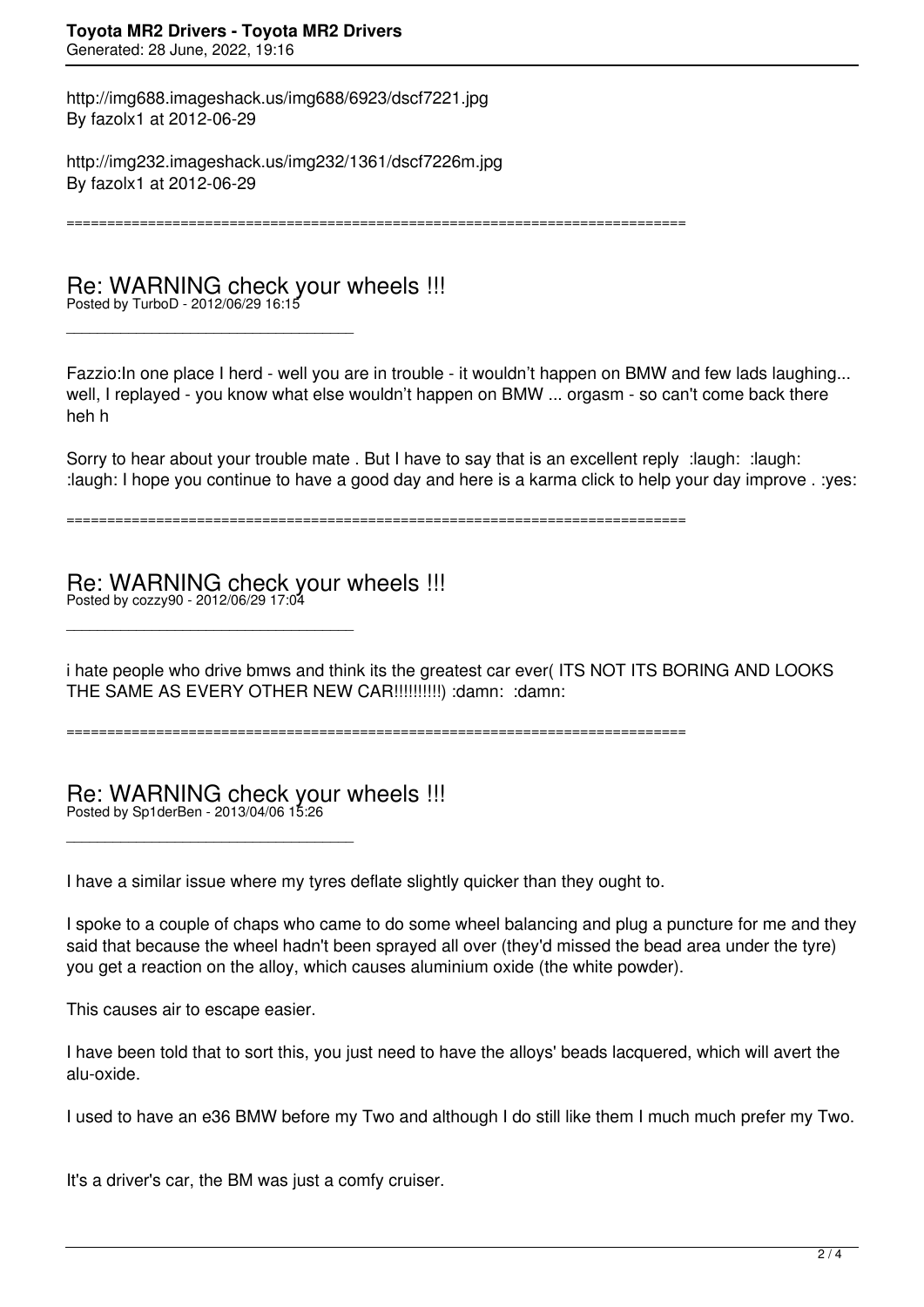http://img688.imageshack.us/img688/6923/dscf7221.jpg
By fazolx1 at 2012-06-29

http://img232.imageshack.us/img232/1361/dscf7226m.jpg
By fazolx1 at 2012-06-29

============================================================================

## Re: WARNING check your wheels !!!

Posted by TurboD - 2012/06/29 16:15

---

Fazzio:In one place I herd - well you are in trouble - it wouldn't happen on BMW and few lads laughing... well, I replayed - you know what else wouldn't happen on BMW ... orgasm - so can't come back there heh h

Sorry to hear about your trouble mate . But I have to say that is an excellent reply :laugh: :laugh: :laugh: I hope you continue to have a good day and here is a karma click to help your day improve . :yes:

============================================================================

## Re: WARNING check your wheels !!!

Posted by cozzy90 - 2012/06/29 17:04

---

i hate people who drive bmws and think its the greatest car ever( ITS NOT ITS BORING AND LOOKS THE SAME AS EVERY OTHER NEW CAR!!!!!!!!!!) :damn: :damn:

============================================================================

## Re: WARNING check your wheels !!!

Posted by Sp1derBen - 2013/04/06 15:26

---

I have a similar issue where my tyres deflate slightly quicker than they ought to.

I spoke to a couple of chaps who came to do some wheel balancing and plug a puncture for me and they said that because the wheel hadn't been sprayed all over (they'd missed the bead area under the tyre) you get a reaction on the alloy, which causes aluminium oxide (the white powder).

This causes air to escape easier.

I have been told that to sort this, you just need to have the alloys' beads lacquered, which will avert the alu-oxide.

I used to have an e36 BMW before my Two and although I do still like them I much much prefer my Two.

It's a driver's car, the BM was just a comfy cruiser.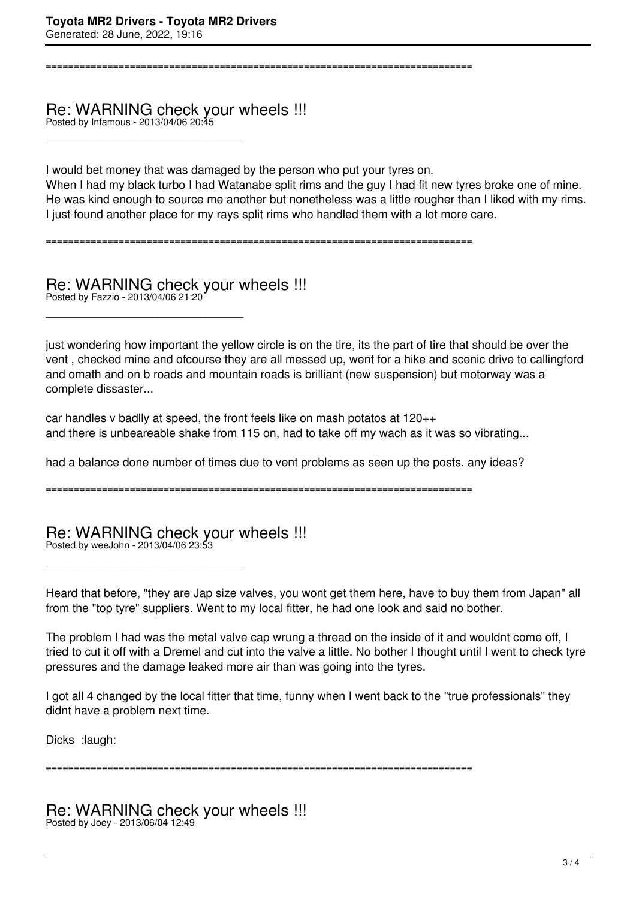---

## Re: WARNING check your wheels !!!

Posted by Infamous - 2013/04/06 20:45

---

I would bet money that was damaged by the person who put your tyres on.
When I had my black turbo I had Watanabe split rims and the guy I had fit new tyres broke one of mine. He was kind enough to source me another but nonetheless was a little rougher than I liked with my rims. I just found another place for my rays split rims who handled them with a lot more care.

---

## Re: WARNING check your wheels !!!

Posted by Fazzio - 2013/04/06 21:20

---

just wondering how important the yellow circle is on the tire, its the part of tire that should be over the vent , checked mine and ofcourse they are all messed up, went for a hike and scenic drive to callingford and omath and on b roads and mountain roads is brilliant (new suspension) but motorway was a complete dissaster...

car handles v badlly at speed, the front feels like on mash potatos at 120++
and there is unbeareable shake from 115 on, had to take off my wach as it was so vibrating...

had a balance done number of times due to vent problems as seen up the posts. any ideas?

---

## Re: WARNING check your wheels !!!

Posted by weeJohn - 2013/04/06 23:53

---

Heard that before, "they are Jap size valves, you wont get them here, have to buy them from Japan" all from the "top tyre" suppliers. Went to my local fitter, he had one look and said no bother.

The problem I had was the metal valve cap wrung a thread on the inside of it and wouldnt come off, I tried to cut it off with a Dremel and cut into the valve a little. No bother I thought until I went to check tyre pressures and the damage leaked more air than was going into the tyres.

I got all 4 changed by the local fitter that time, funny when I went back to the "true professionals" they didnt have a problem next time.

Dicks :laugh:

---

## Re: WARNING check your wheels !!!

Posted by Joey - 2013/06/04 12:49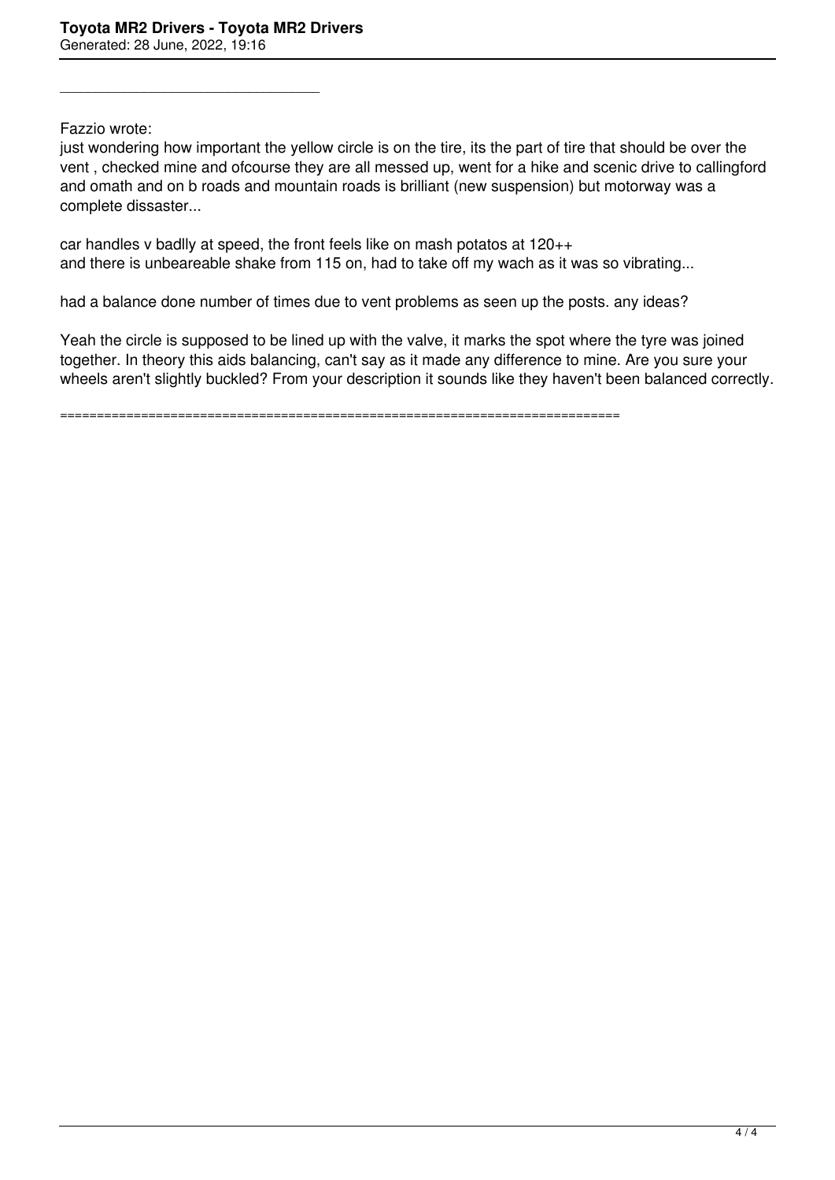---

Fazzio wrote:
just wondering how important the yellow circle is on the tire, its the part of tire that should be over the vent , checked mine and ofcourse they are all messed up, went for a hike and scenic drive to callingford and omath and on b roads and mountain roads is brilliant (new suspension) but motorway was a complete dissaster...

car handles v badlly at speed, the front feels like on mash potatos at 120++
and there is unbeareable shake from 115 on, had to take off my wach as it was so vibrating...

had a balance done number of times due to vent problems as seen up the posts. any ideas?

Yeah the circle is supposed to be lined up with the valve, it marks the spot where the tyre was joined together. In theory this aids balancing, can't say as it made any difference to mine. Are you sure your wheels aren't slightly buckled? From your description it sounds like they haven't been balanced correctly.

============================================================================